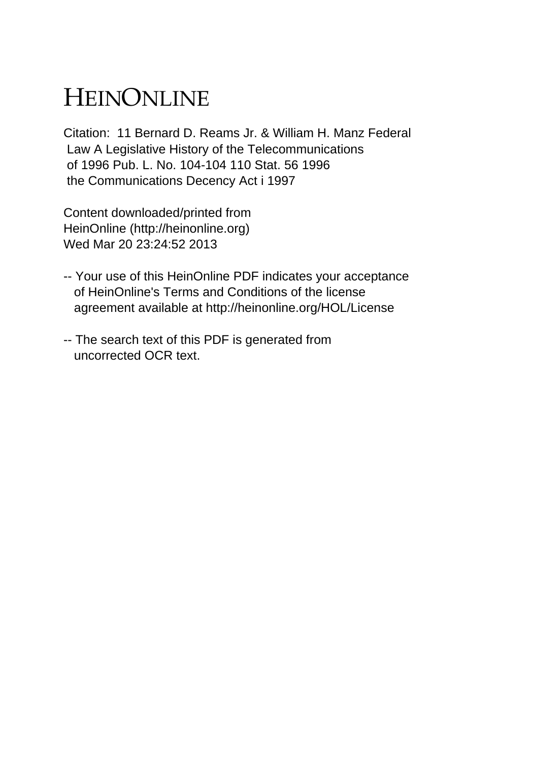# HEINONLINE

Citation: 11 Bernard D. Reams Jr. & William H. Manz Federal Law A Legislative History of the Telecommunications of 1996 Pub. L. No. 104-104 110 Stat. 56 1996 the Communications Decency Act i 1997

Content downloaded/printed from HeinOnline (http://heinonline.org) Wed Mar 20 23:24:52 2013

-- Your use of this HeinOnline PDF indicates your acceptance of HeinOnline's Terms and Conditions of the license agreement available at http://heinonline.org/HOL/License

-- The search text of this PDF is generated from uncorrected OCR text.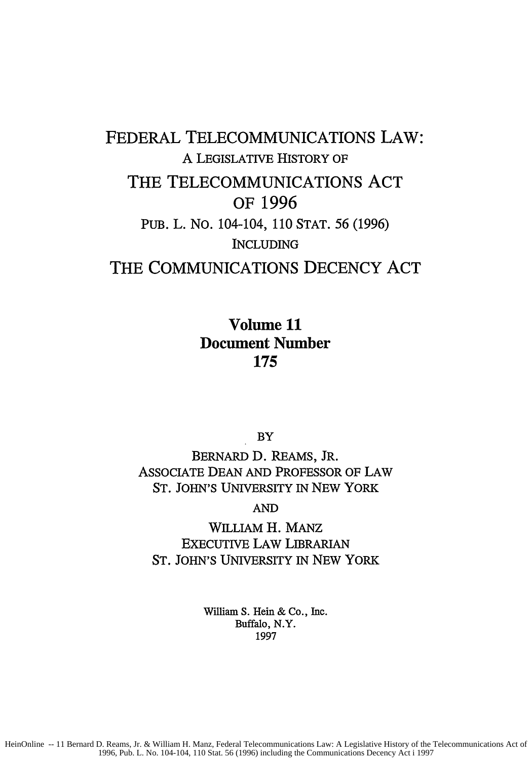# FEDERAL TELECOMMUNICATIONS LAW:

A LEGISLATIVE HISTORY OF

# THE TELECOMMUNICATIONS ACT OF 1996

PUB. L. NO. 104-104, 110 STAT. 56 (1996)

INCLUDING

# THE COMMUNICATIONS DECENCY ACT

**Volume 11**
**Document Number**
**175**

BY

BERNARD D. REAMS, JR.
ASSOCIATE DEAN AND PROFESSOR OF LAW
ST. JOHN'S UNIVERSITY IN NEW YORK

AND

WILLIAM H. MANZ
EXECUTIVE LAW LIBRARIAN
ST. JOHN'S UNIVERSITY IN NEW YORK

William S. Hein & Co., Inc.
Buffalo, N.Y.
1997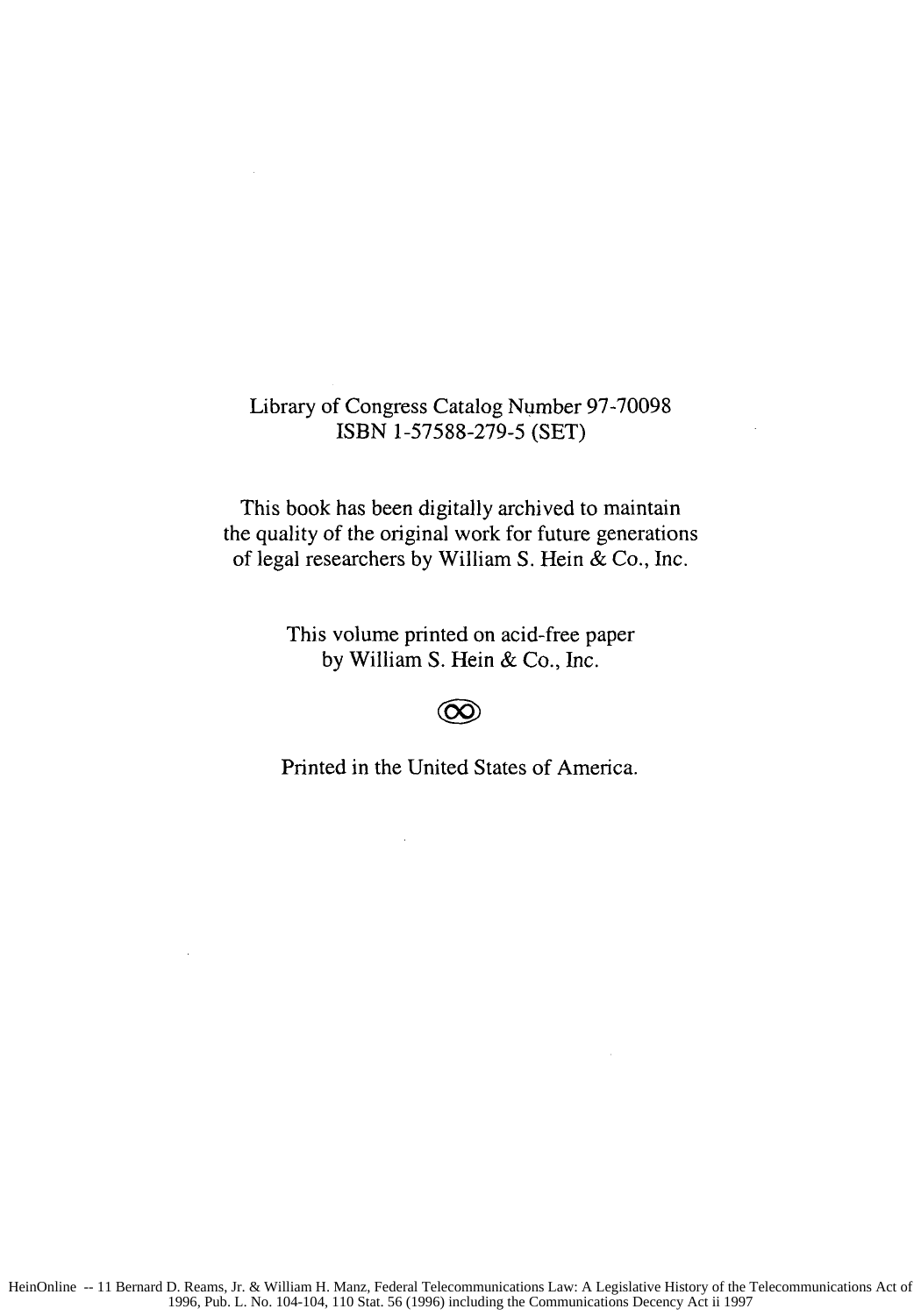Library of Congress Catalog Number 97-70098
ISBN 1-57588-279-5 (SET)

This book has been digitally archived to maintain the quality of the original work for future generations of legal researchers by William S. Hein & Co., Inc.

This volume printed on acid-free paper by William S. Hein & Co., Inc.

∞

Printed in the United States of America.